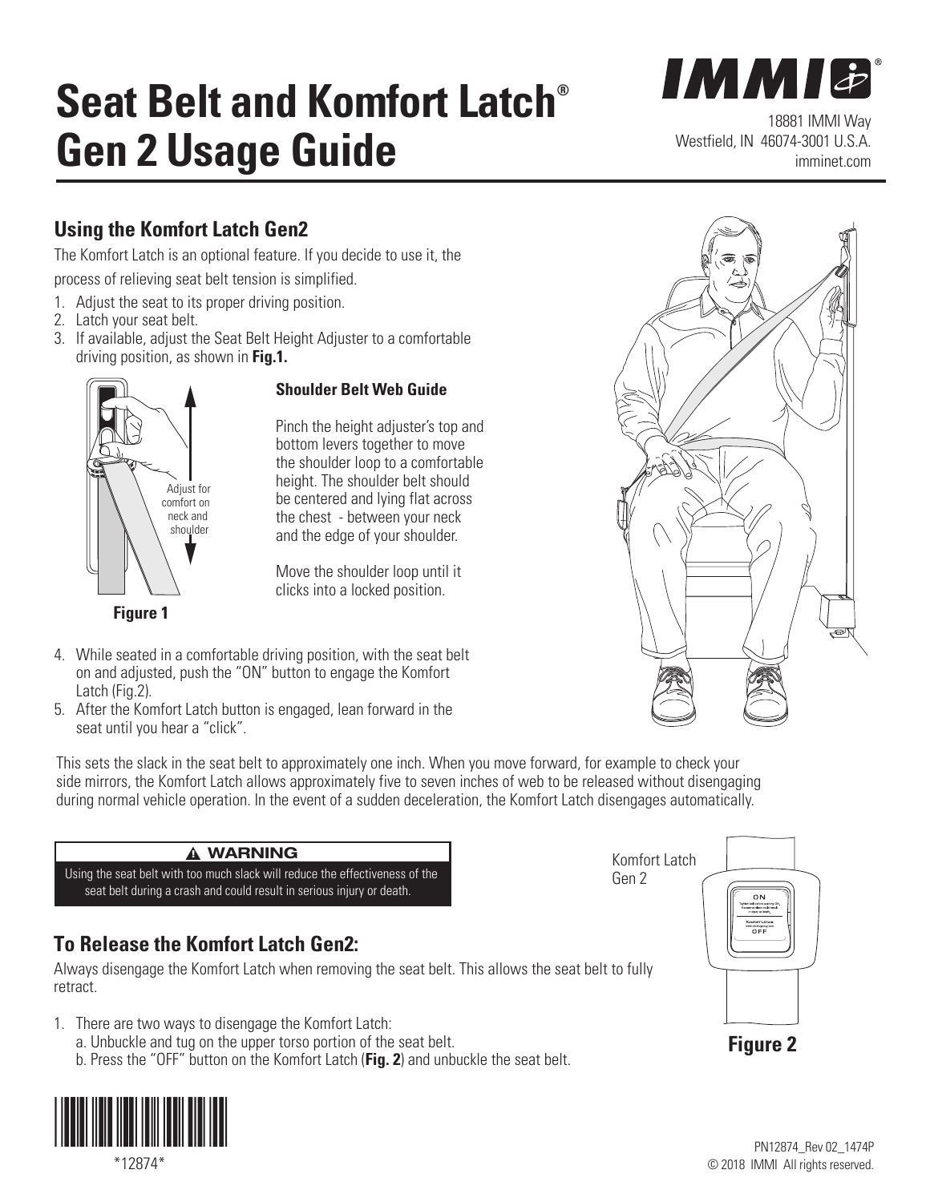# Seat Belt and Komfort Latch® Gen 2 Usage Guide

IMMI®
18881 IMMI Way
Westfield, IN 46074-3001 U.S.A.
imminet.com

## Using the Komfort Latch Gen2

The Komfort Latch is an optional feature. If you decide to use it, the process of relieving seat belt tension is simplified.

1. Adjust the seat to its proper driving position.
2. Latch your seat belt.
3. If available, adjust the Seat Belt Height Adjuster to a comfortable driving position, as shown in **Fig.1.**

Adjust for comfort on neck and shoulder

**Figure 1**

### Shoulder Belt Web Guide

Pinch the height adjuster's top and bottom levers together to move the shoulder loop to a comfortable height. The shoulder belt should be centered and lying flat across the chest - between your neck and the edge of your shoulder.

Move the shoulder loop until it clicks into a locked position.

4. While seated in a comfortable driving position, with the seat belt on and adjusted, push the "ON" button to engage the Komfort Latch (Fig.2).
5. After the Komfort Latch button is engaged, lean forward in the seat until you hear a "click".

This sets the slack in the seat belt to approximately one inch. When you move forward, for example to check your side mirrors, the Komfort Latch allows approximately five to seven inches of web to be released without disengaging during normal vehicle operation. In the event of a sudden deceleration, the Komfort Latch disengages automatically.

**⚠ WARNING**

Using the seat belt with too much slack will reduce the effectiveness of the seat belt during a crash and could result in serious injury or death.

## To Release the Komfort Latch Gen2:

Always disengage the Komfort Latch when removing the seat belt. This allows the seat belt to fully retract.

1. There are two ways to disengage the Komfort Latch:
   a. Unbuckle and tug on the upper torso portion of the seat belt.
   b. Press the "OFF" button on the Komfort Latch (**Fig. 2**) and unbuckle the seat belt.

Komfort Latch Gen 2

ON

OFF

**Figure 2**

\*12874\*

PN12874_Rev 02_1474P
© 2018 IMMI All rights reserved.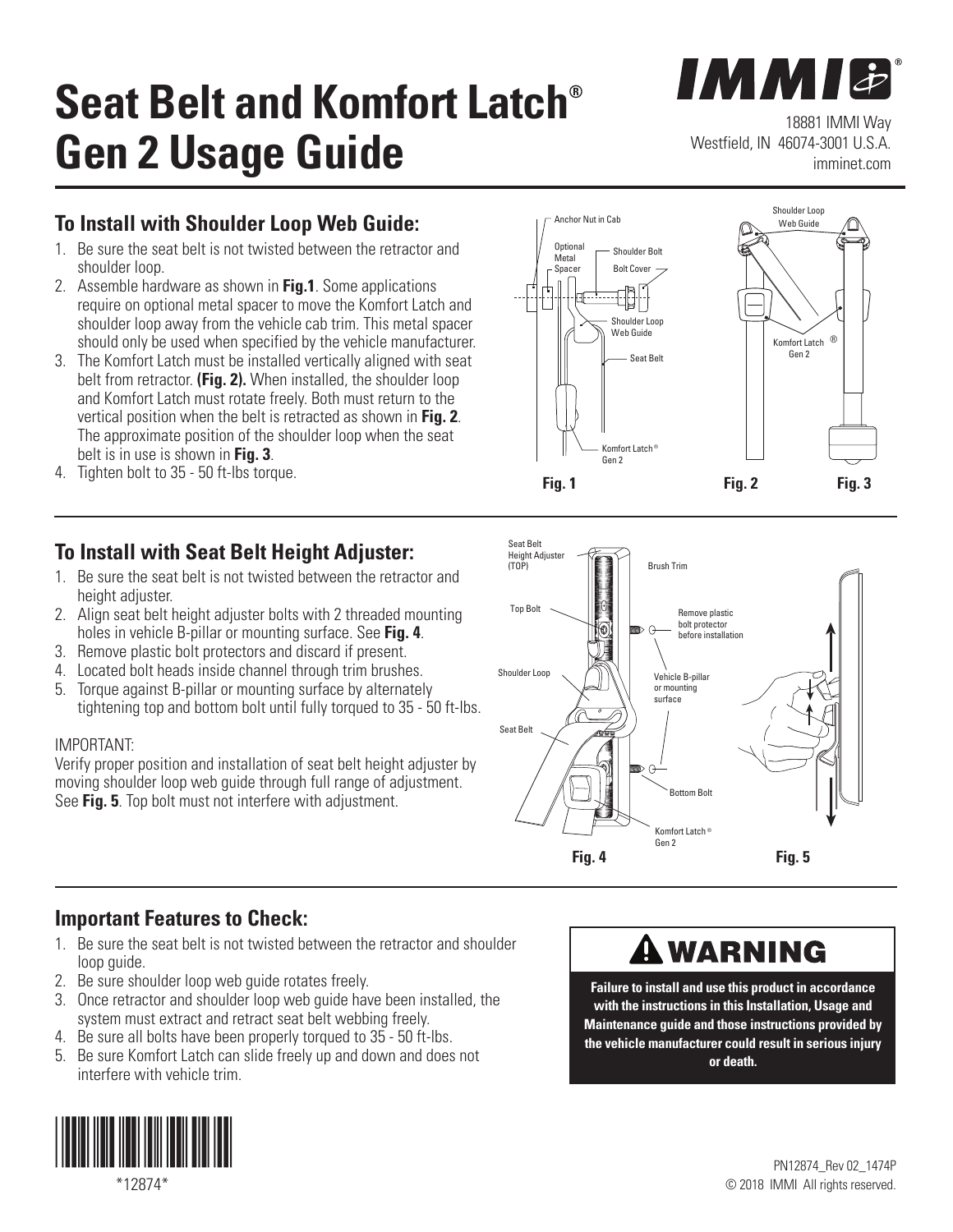# Seat Belt and Komfort Latch® Gen 2 Usage Guide

18881 IMMI Way
Westfield, IN 46074-3001 U.S.A.
imminet.com

## To Install with Shoulder Loop Web Guide:

1. Be sure the seat belt is not twisted between the retractor and shoulder loop.
2. Assemble hardware as shown in **Fig.1**. Some applications require on optional metal spacer to move the Komfort Latch and shoulder loop away from the vehicle cab trim. This metal spacer should only be used when specified by the vehicle manufacturer.
3. The Komfort Latch must be installed vertically aligned with seat belt from retractor. **(Fig. 2).** When installed, the shoulder loop and Komfort Latch must rotate freely. Both must return to the vertical position when the belt is retracted as shown in **Fig. 2**. The approximate position of the shoulder loop when the seat belt is in use is shown in **Fig. 3**.
4. Tighten bolt to 35 - 50 ft-lbs torque.

Anchor Nut in Cab
Optional Metal Spacer
Shoulder Bolt
Bolt Cover
Shoulder Loop Web Guide
Seat Belt
Komfort Latch® Gen 2

Shoulder Loop Web Guide
Komfort Latch® Gen 2

**Fig. 1** **Fig. 2** **Fig. 3**

## To Install with Seat Belt Height Adjuster:

1. Be sure the seat belt is not twisted between the retractor and height adjuster.
2. Align seat belt height adjuster bolts with 2 threaded mounting holes in vehicle B-pillar or mounting surface. See **Fig. 4**.
3. Remove plastic bolt protectors and discard if present.
4. Located bolt heads inside channel through trim brushes.
5. Torque against B-pillar or mounting surface by alternately tightening top and bottom bolt until fully torqued to 35 - 50 ft-lbs.

IMPORTANT:
Verify proper position and installation of seat belt height adjuster by moving shoulder loop web guide through full range of adjustment. See **Fig. 5**. Top bolt must not interfere with adjustment.

Seat Belt Height Adjuster (TOP)
Brush Trim
Top Bolt
Remove plastic bolt protector before installation
Shoulder Loop
Vehicle B-pillar or mounting surface
Seat Belt
Bottom Bolt
Komfort Latch® Gen 2

**Fig. 4** **Fig. 5**

## Important Features to Check:

1. Be sure the seat belt is not twisted between the retractor and shoulder loop guide.
2. Be sure shoulder loop web guide rotates freely.
3. Once retractor and shoulder loop web guide have been installed, the system must extract and retract seat belt webbing freely.
4. Be sure all bolts have been properly torqued to 35 - 50 ft-lbs.
5. Be sure Komfort Latch can slide freely up and down and does not interfere with vehicle trim.

## ⚠ WARNING

**Failure to install and use this product in accordance with the instructions in this Installation, Usage and Maintenance guide and those instructions provided by the vehicle manufacturer could result in serious injury or death.**

*12874*

PN12874_Rev 02_1474P
© 2018 IMMI All rights reserved.